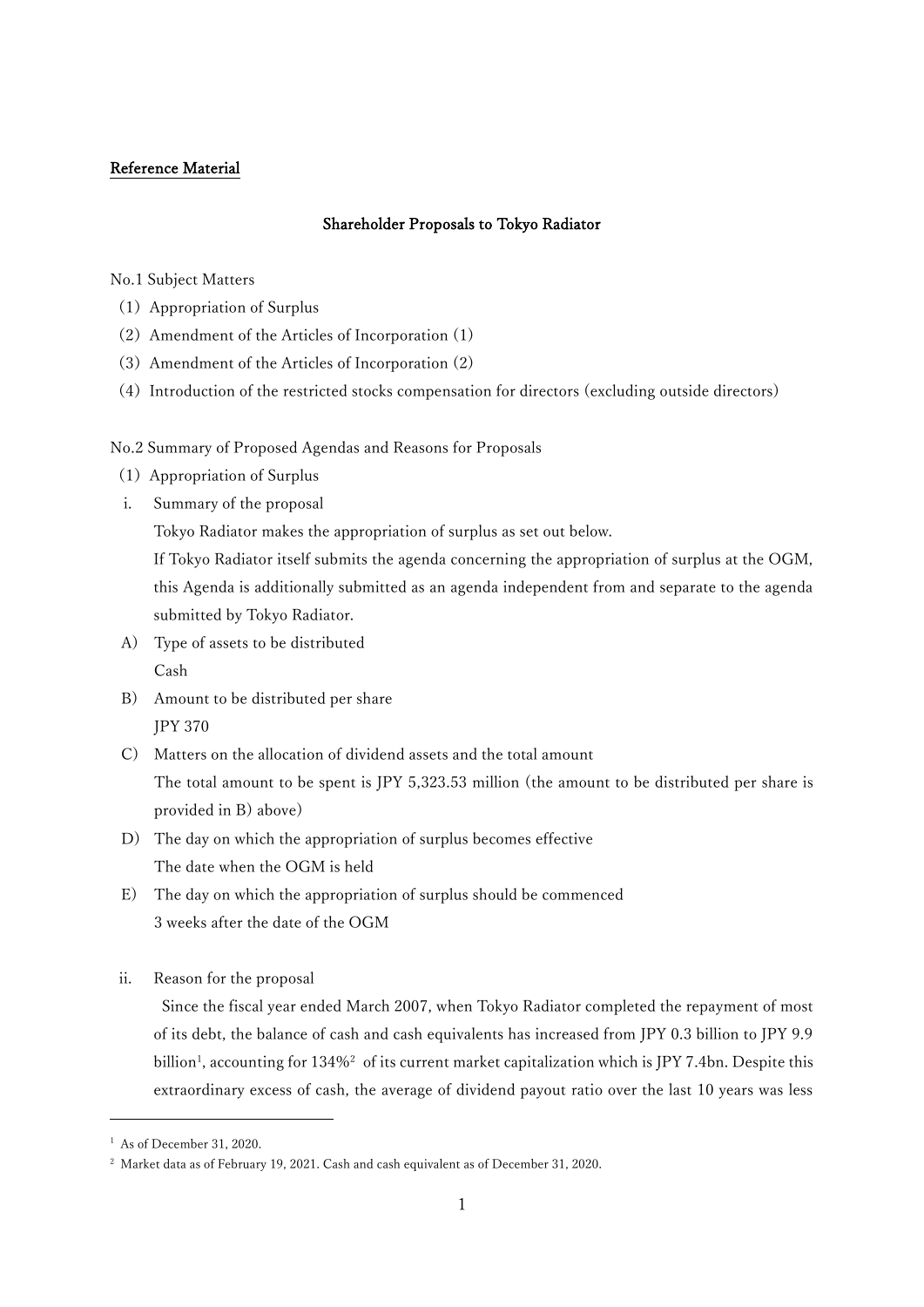<u>Reference Material</u>

## <u>Shareholder Proposals to Tokyo Radiator</u>

No.1 Subject Matters

(1) Appropriation of Surplus

(2) Amendment of the Articles of Incorporation (1)

(3) Amendment of the Articles of Incorporation (2)

(4) Introduction of the restricted stocks compensation for directors (excluding outside directors)

No.2 Summary of Proposed Agendas and Reasons for Proposals

(1) Appropriation of Surplus

i. Summary of the proposal

Tokyo Radiator makes the appropriation of surplus as set out below.

If Tokyo Radiator itself submits the agenda concerning the appropriation of surplus at the OGM, this Agenda is additionally submitted as an agenda independent from and separate to the agenda submitted by Tokyo Radiator.

A) Type of assets to be distributed

Cash

B) Amount to be distributed per share

JPY 370

C) Matters on the allocation of dividend assets and the total amount

The total amount to be spent is JPY 5,323.53 million (the amount to be distributed per share is provided in B) above)

D) The day on which the appropriation of surplus becomes effective

The date when the OGM is held

E) The day on which the appropriation of surplus should be commenced

3 weeks after the date of the OGM

ii. Reason for the proposal

Since the fiscal year ended March 2007, when Tokyo Radiator completed the repayment of most of its debt, the balance of cash and cash equivalents has increased from JPY 0.3 billion to JPY 9.9 billion[1], accounting for 134%[2] of its current market capitalization which is JPY 7.4bn. Despite this extraordinary excess of cash, the average of dividend payout ratio over the last 10 years was less

---

[1] As of December 31, 2020.

[2] Market data as of February 19, 2021. Cash and cash equivalent as of December 31, 2020.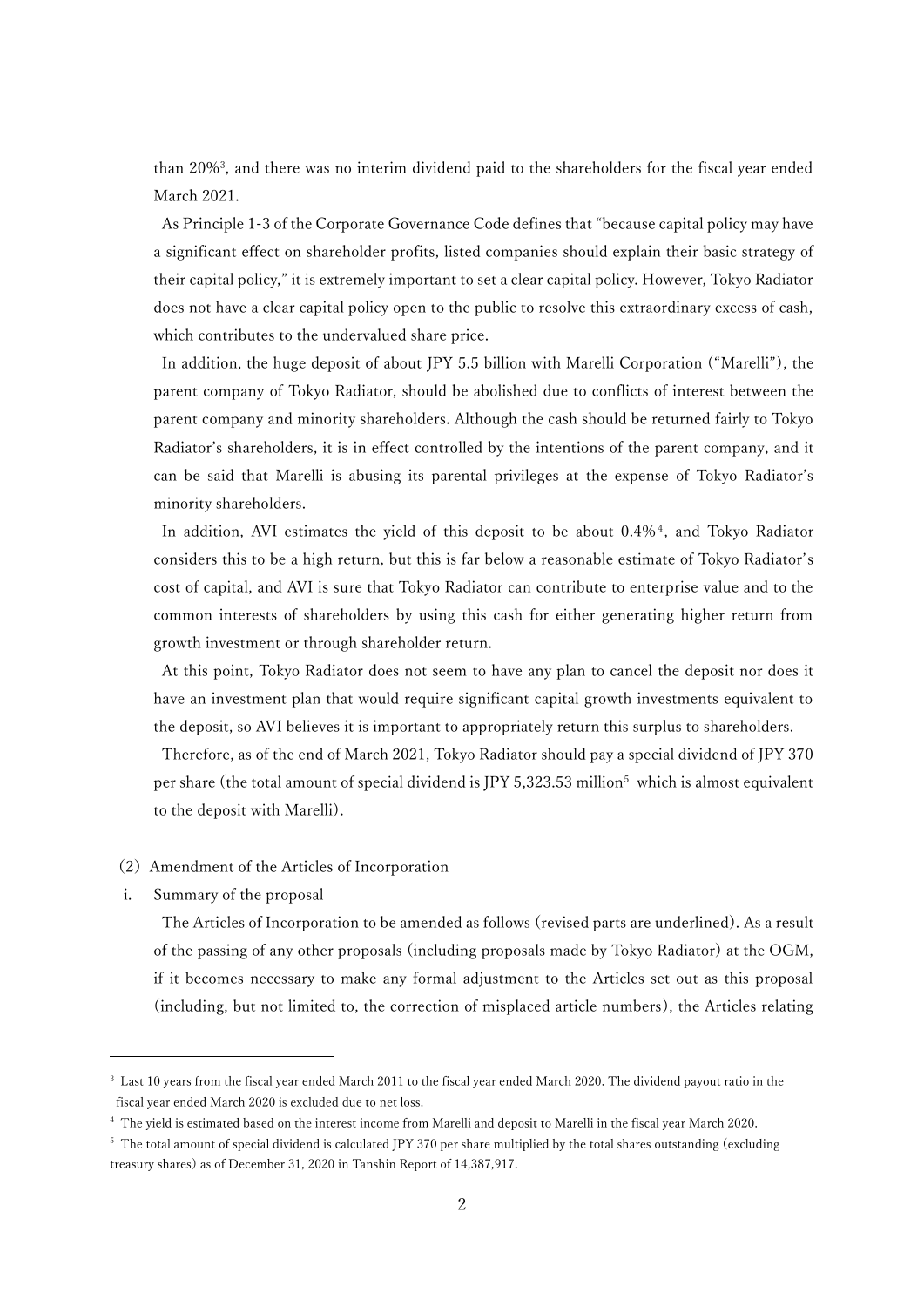than 20%[3], and there was no interim dividend paid to the shareholders for the fiscal year ended March 2021.

As Principle 1-3 of the Corporate Governance Code defines that "because capital policy may have a significant effect on shareholder profits, listed companies should explain their basic strategy of their capital policy," it is extremely important to set a clear capital policy. However, Tokyo Radiator does not have a clear capital policy open to the public to resolve this extraordinary excess of cash, which contributes to the undervalued share price.

In addition, the huge deposit of about JPY 5.5 billion with Marelli Corporation ("Marelli"), the parent company of Tokyo Radiator, should be abolished due to conflicts of interest between the parent company and minority shareholders. Although the cash should be returned fairly to Tokyo Radiator's shareholders, it is in effect controlled by the intentions of the parent company, and it can be said that Marelli is abusing its parental privileges at the expense of Tokyo Radiator's minority shareholders.

In addition, AVI estimates the yield of this deposit to be about 0.4%[4], and Tokyo Radiator considers this to be a high return, but this is far below a reasonable estimate of Tokyo Radiator's cost of capital, and AVI is sure that Tokyo Radiator can contribute to enterprise value and to the common interests of shareholders by using this cash for either generating higher return from growth investment or through shareholder return.

At this point, Tokyo Radiator does not seem to have any plan to cancel the deposit nor does it have an investment plan that would require significant capital growth investments equivalent to the deposit, so AVI believes it is important to appropriately return this surplus to shareholders.

Therefore, as of the end of March 2021, Tokyo Radiator should pay a special dividend of JPY 370 per share (the total amount of special dividend is JPY 5,323.53 million[5] which is almost equivalent to the deposit with Marelli).

(2) Amendment of the Articles of Incorporation

i. Summary of the proposal

The Articles of Incorporation to be amended as follows (revised parts are underlined). As a result of the passing of any other proposals (including proposals made by Tokyo Radiator) at the OGM, if it becomes necessary to make any formal adjustment to the Articles set out as this proposal (including, but not limited to, the correction of misplaced article numbers), the Articles relating

---

[3] Last 10 years from the fiscal year ended March 2011 to the fiscal year ended March 2020. The dividend payout ratio in the fiscal year ended March 2020 is excluded due to net loss.

[4] The yield is estimated based on the interest income from Marelli and deposit to Marelli in the fiscal year March 2020.

[5] The total amount of special dividend is calculated JPY 370 per share multiplied by the total shares outstanding (excluding treasury shares) as of December 31, 2020 in Tanshin Report of 14,387,917.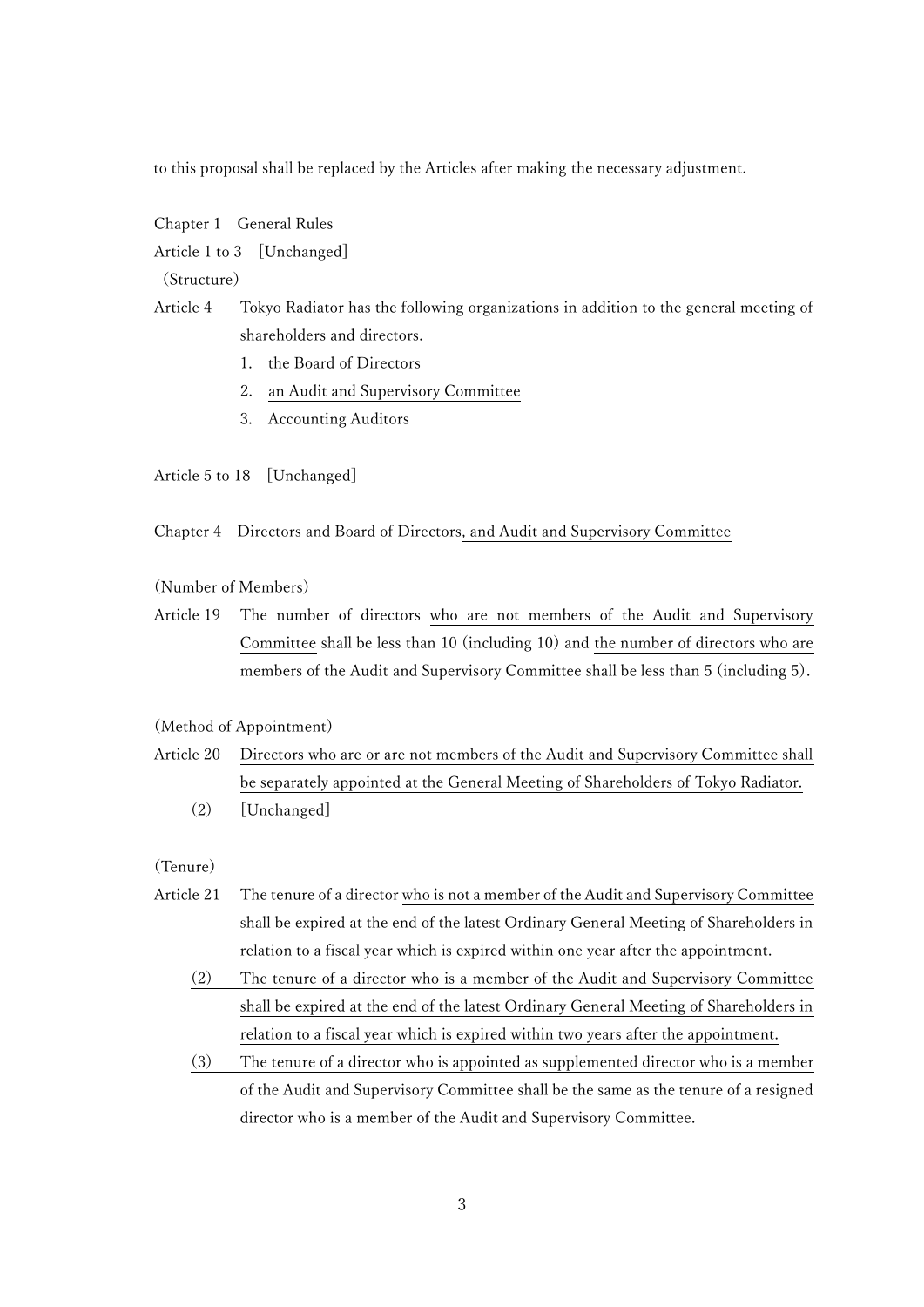to this proposal shall be replaced by the Articles after making the necessary adjustment.

Chapter 1 General Rules

Article 1 to 3 [Unchanged]

(Structure)

Article 4 Tokyo Radiator has the following organizations in addition to the general meeting of shareholders and directors.

1. the Board of Directors
2. an Audit and Supervisory Committee
3. Accounting Auditors

Article 5 to 18 [Unchanged]

Chapter 4 Directors and Board of Directors, and Audit and Supervisory Committee

(Number of Members)

Article 19 The number of directors who are not members of the Audit and Supervisory Committee shall be less than 10 (including 10) and the number of directors who are members of the Audit and Supervisory Committee shall be less than 5 (including 5).

(Method of Appointment)

Article 20 Directors who are or are not members of the Audit and Supervisory Committee shall be separately appointed at the General Meeting of Shareholders of Tokyo Radiator.

(2) [Unchanged]

(Tenure)

Article 21 The tenure of a director who is not a member of the Audit and Supervisory Committee shall be expired at the end of the latest Ordinary General Meeting of Shareholders in relation to a fiscal year which is expired within one year after the appointment.

(2) The tenure of a director who is a member of the Audit and Supervisory Committee shall be expired at the end of the latest Ordinary General Meeting of Shareholders in relation to a fiscal year which is expired within two years after the appointment.

(3) The tenure of a director who is appointed as supplemented director who is a member of the Audit and Supervisory Committee shall be the same as the tenure of a resigned director who is a member of the Audit and Supervisory Committee.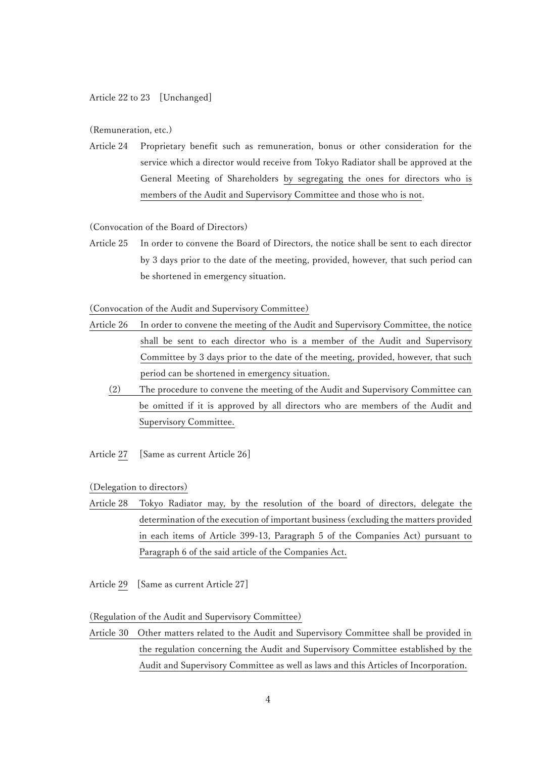Article 22 to 23 [Unchanged]

(Remuneration, etc.)

Article 24 Proprietary benefit such as remuneration, bonus or other consideration for the service which a director would receive from Tokyo Radiator shall be approved at the General Meeting of Shareholders by segregating the ones for directors who is members of the Audit and Supervisory Committee and those who is not.

(Convocation of the Board of Directors)

Article 25 In order to convene the Board of Directors, the notice shall be sent to each director by 3 days prior to the date of the meeting, provided, however, that such period can be shortened in emergency situation.

(Convocation of the Audit and Supervisory Committee)

Article 26 In order to convene the meeting of the Audit and Supervisory Committee, the notice shall be sent to each director who is a member of the Audit and Supervisory Committee by 3 days prior to the date of the meeting, provided, however, that such period can be shortened in emergency situation.

(2) The procedure to convene the meeting of the Audit and Supervisory Committee can be omitted if it is approved by all directors who are members of the Audit and Supervisory Committee.

Article 27 [Same as current Article 26]

(Delegation to directors)

Article 28 Tokyo Radiator may, by the resolution of the board of directors, delegate the determination of the execution of important business (excluding the matters provided in each items of Article 399-13, Paragraph 5 of the Companies Act) pursuant to Paragraph 6 of the said article of the Companies Act.

Article 29 [Same as current Article 27]

(Regulation of the Audit and Supervisory Committee)

Article 30 Other matters related to the Audit and Supervisory Committee shall be provided in the regulation concerning the Audit and Supervisory Committee established by the Audit and Supervisory Committee as well as laws and this Articles of Incorporation.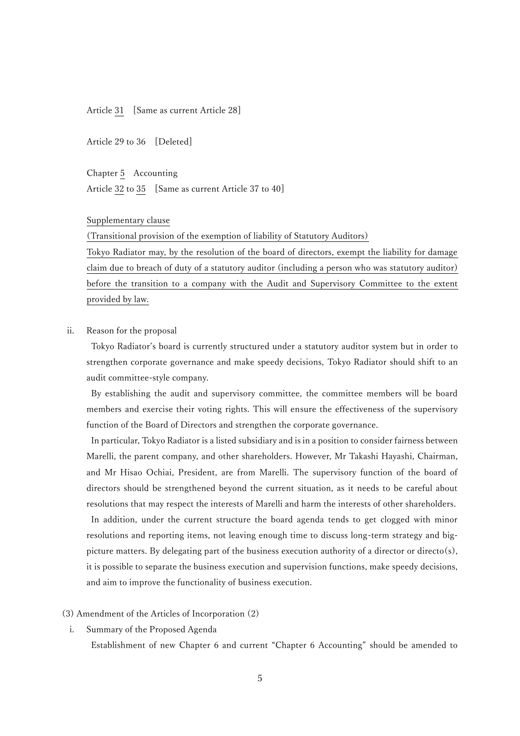Article 31　[Same as current Article 28]

Article 29 to 36　[Deleted]

Chapter 5　Accounting

Article 32 to 35　[Same as current Article 37 to 40]

Supplementary clause

(Transitional provision of the exemption of liability of Statutory Auditors)

Tokyo Radiator may, by the resolution of the board of directors, exempt the liability for damage claim due to breach of duty of a statutory auditor (including a person who was statutory auditor) before the transition to a company with the Audit and Supervisory Committee to the extent provided by law.

ii. Reason for the proposal

Tokyo Radiator's board is currently structured under a statutory auditor system but in order to strengthen corporate governance and make speedy decisions, Tokyo Radiator should shift to an audit committee-style company.

By establishing the audit and supervisory committee, the committee members will be board members and exercise their voting rights. This will ensure the effectiveness of the supervisory function of the Board of Directors and strengthen the corporate governance.

In particular, Tokyo Radiator is a listed subsidiary and is in a position to consider fairness between Marelli, the parent company, and other shareholders. However, Mr Takashi Hayashi, Chairman, and Mr Hisao Ochiai, President, are from Marelli. The supervisory function of the board of directors should be strengthened beyond the current situation, as it needs to be careful about resolutions that may respect the interests of Marelli and harm the interests of other shareholders.

In addition, under the current structure the board agenda tends to get clogged with minor resolutions and reporting items, not leaving enough time to discuss long-term strategy and big-picture matters. By delegating part of the business execution authority of a director or directo(s), it is possible to separate the business execution and supervision functions, make speedy decisions, and aim to improve the functionality of business execution.

(3) Amendment of the Articles of Incorporation (2)

i. Summary of the Proposed Agenda

Establishment of new Chapter 6 and current "Chapter 6 Accounting" should be amended to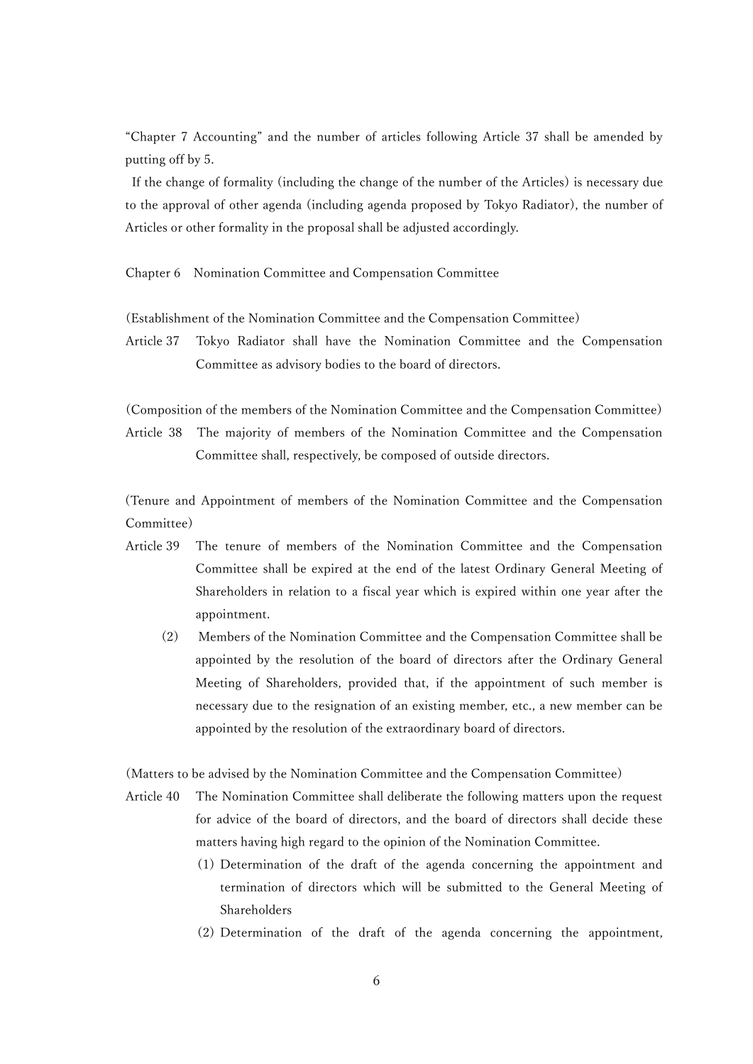"Chapter 7 Accounting" and the number of articles following Article 37 shall be amended by putting off by 5.

If the change of formality (including the change of the number of the Articles) is necessary due to the approval of other agenda (including agenda proposed by Tokyo Radiator), the number of Articles or other formality in the proposal shall be adjusted accordingly.

Chapter 6　Nomination Committee and Compensation Committee

(Establishment of the Nomination Committee and the Compensation Committee)

Article 37　Tokyo Radiator shall have the Nomination Committee and the Compensation Committee as advisory bodies to the board of directors.

(Composition of the members of the Nomination Committee and the Compensation Committee)

Article 38　The majority of members of the Nomination Committee and the Compensation Committee shall, respectively, be composed of outside directors.

(Tenure and Appointment of members of the Nomination Committee and the Compensation Committee)

Article 39　The tenure of members of the Nomination Committee and the Compensation Committee shall be expired at the end of the latest Ordinary General Meeting of Shareholders in relation to a fiscal year which is expired within one year after the appointment.

(2)　Members of the Nomination Committee and the Compensation Committee shall be appointed by the resolution of the board of directors after the Ordinary General Meeting of Shareholders, provided that, if the appointment of such member is necessary due to the resignation of an existing member, etc., a new member can be appointed by the resolution of the extraordinary board of directors.

(Matters to be advised by the Nomination Committee and the Compensation Committee)

Article 40　The Nomination Committee shall deliberate the following matters upon the request for advice of the board of directors, and the board of directors shall decide these matters having high regard to the opinion of the Nomination Committee.

(1) Determination of the draft of the agenda concerning the appointment and termination of directors which will be submitted to the General Meeting of Shareholders

(2) Determination of the draft of the agenda concerning the appointment,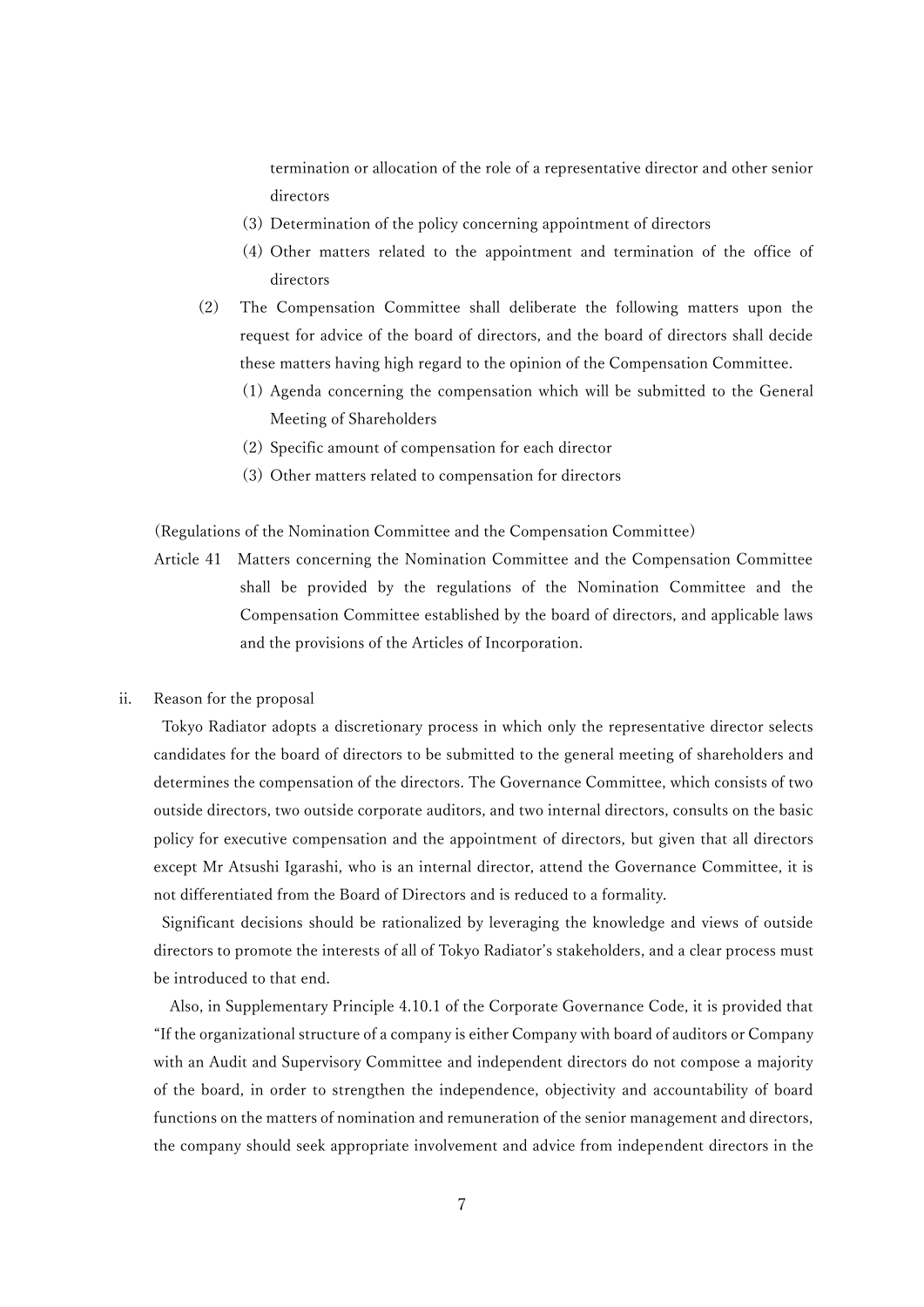termination or allocation of the role of a representative director and other senior directors

(3) Determination of the policy concerning appointment of directors

(4) Other matters related to the appointment and termination of the office of directors

(2) The Compensation Committee shall deliberate the following matters upon the request for advice of the board of directors, and the board of directors shall decide these matters having high regard to the opinion of the Compensation Committee.

(1) Agenda concerning the compensation which will be submitted to the General Meeting of Shareholders

(2) Specific amount of compensation for each director

(3) Other matters related to compensation for directors

(Regulations of the Nomination Committee and the Compensation Committee)

Article 41 Matters concerning the Nomination Committee and the Compensation Committee shall be provided by the regulations of the Nomination Committee and the Compensation Committee established by the board of directors, and applicable laws and the provisions of the Articles of Incorporation.

ii. Reason for the proposal

Tokyo Radiator adopts a discretionary process in which only the representative director selects candidates for the board of directors to be submitted to the general meeting of shareholders and determines the compensation of the directors. The Governance Committee, which consists of two outside directors, two outside corporate auditors, and two internal directors, consults on the basic policy for executive compensation and the appointment of directors, but given that all directors except Mr Atsushi Igarashi, who is an internal director, attend the Governance Committee, it is not differentiated from the Board of Directors and is reduced to a formality.

Significant decisions should be rationalized by leveraging the knowledge and views of outside directors to promote the interests of all of Tokyo Radiator's stakeholders, and a clear process must be introduced to that end.

Also, in Supplementary Principle 4.10.1 of the Corporate Governance Code, it is provided that "If the organizational structure of a company is either Company with board of auditors or Company with an Audit and Supervisory Committee and independent directors do not compose a majority of the board, in order to strengthen the independence, objectivity and accountability of board functions on the matters of nomination and remuneration of the senior management and directors, the company should seek appropriate involvement and advice from independent directors in the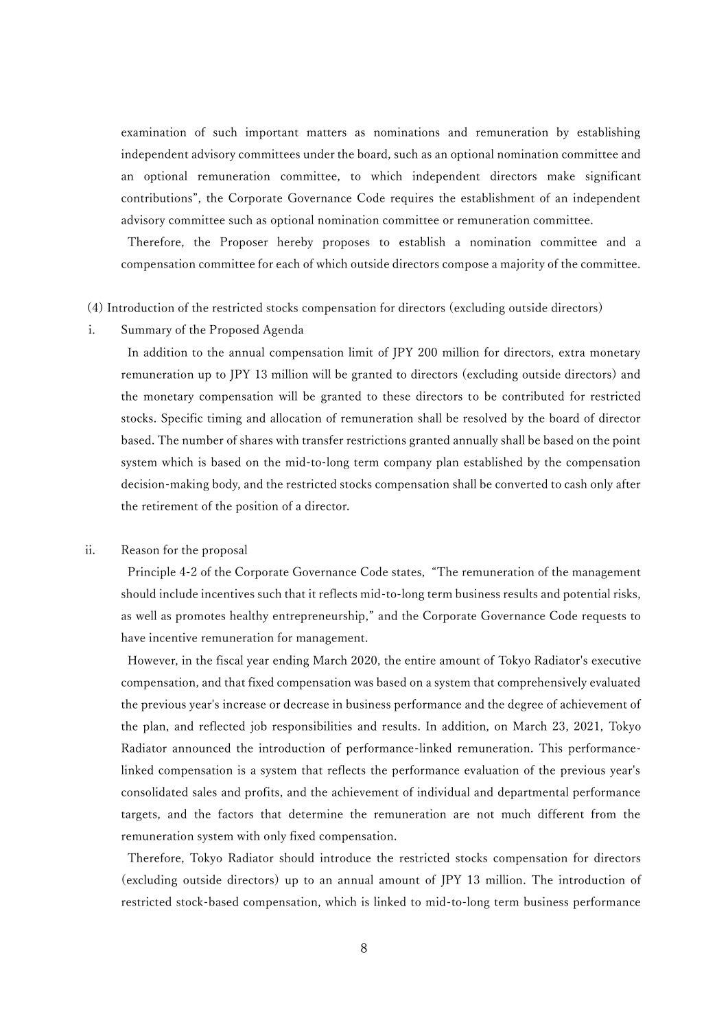examination of such important matters as nominations and remuneration by establishing independent advisory committees under the board, such as an optional nomination committee and an optional remuneration committee, to which independent directors make significant contributions", the Corporate Governance Code requires the establishment of an independent advisory committee such as optional nomination committee or remuneration committee.

Therefore, the Proposer hereby proposes to establish a nomination committee and a compensation committee for each of which outside directors compose a majority of the committee.

(4) Introduction of the restricted stocks compensation for directors (excluding outside directors)

i. Summary of the Proposed Agenda

In addition to the annual compensation limit of JPY 200 million for directors, extra monetary remuneration up to JPY 13 million will be granted to directors (excluding outside directors) and the monetary compensation will be granted to these directors to be contributed for restricted stocks. Specific timing and allocation of remuneration shall be resolved by the board of director based. The number of shares with transfer restrictions granted annually shall be based on the point system which is based on the mid-to-long term company plan established by the compensation decision-making body, and the restricted stocks compensation shall be converted to cash only after the retirement of the position of a director.

ii. Reason for the proposal

Principle 4-2 of the Corporate Governance Code states, "The remuneration of the management should include incentives such that it reflects mid-to-long term business results and potential risks, as well as promotes healthy entrepreneurship," and the Corporate Governance Code requests to have incentive remuneration for management.

However, in the fiscal year ending March 2020, the entire amount of Tokyo Radiator's executive compensation, and that fixed compensation was based on a system that comprehensively evaluated the previous year's increase or decrease in business performance and the degree of achievement of the plan, and reflected job responsibilities and results. In addition, on March 23, 2021, Tokyo Radiator announced the introduction of performance-linked remuneration. This performance-linked compensation is a system that reflects the performance evaluation of the previous year's consolidated sales and profits, and the achievement of individual and departmental performance targets, and the factors that determine the remuneration are not much different from the remuneration system with only fixed compensation.

Therefore, Tokyo Radiator should introduce the restricted stocks compensation for directors (excluding outside directors) up to an annual amount of JPY 13 million. The introduction of restricted stock-based compensation, which is linked to mid-to-long term business performance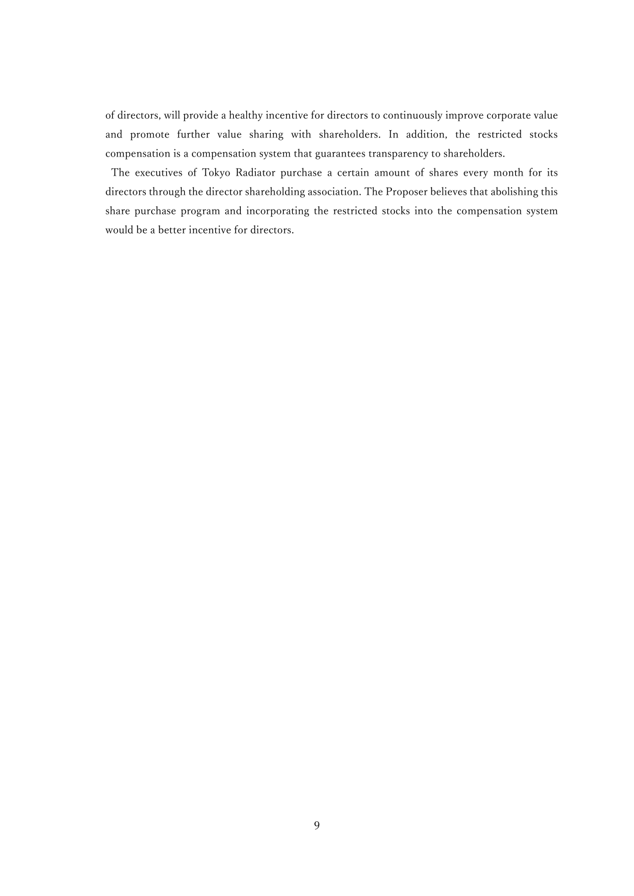of directors, will provide a healthy incentive for directors to continuously improve corporate value and promote further value sharing with shareholders. In addition, the restricted stocks compensation is a compensation system that guarantees transparency to shareholders.

The executives of Tokyo Radiator purchase a certain amount of shares every month for its directors through the director shareholding association. The Proposer believes that abolishing this share purchase program and incorporating the restricted stocks into the compensation system would be a better incentive for directors.